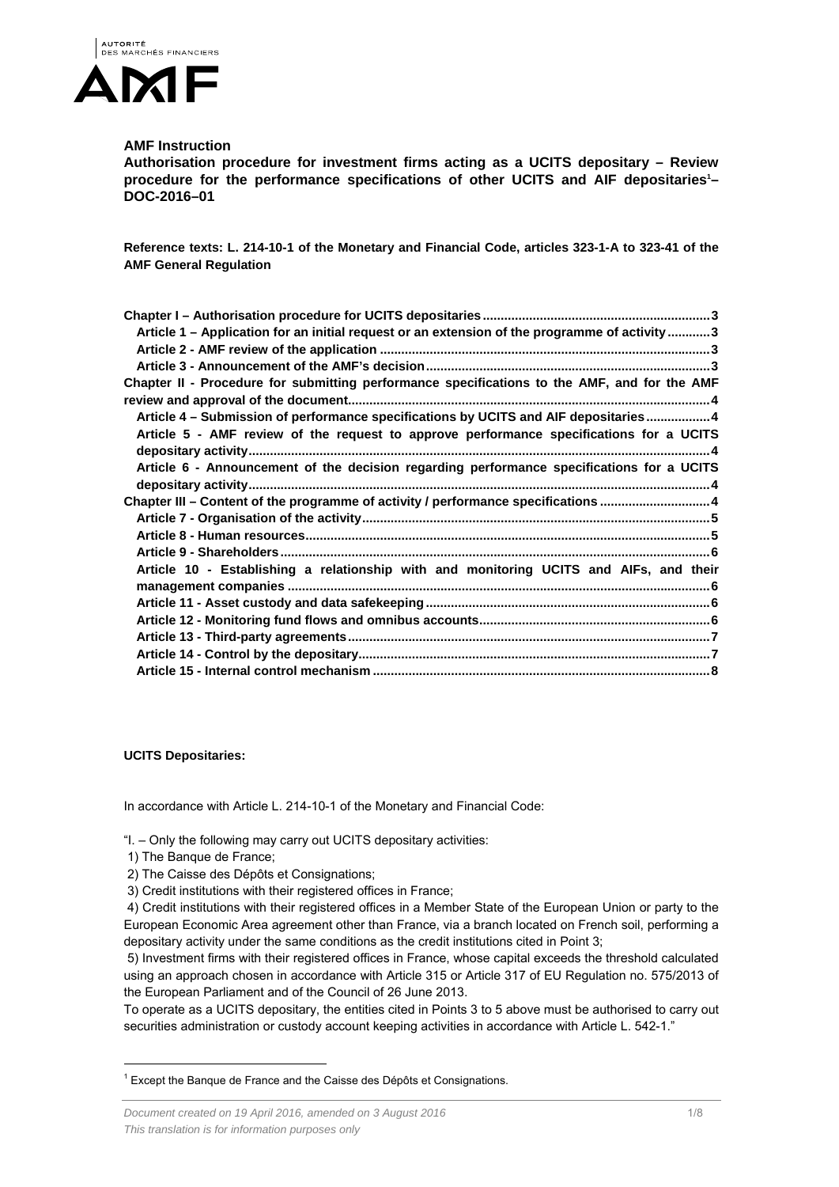**AMF Instruction**

**Authorisation procedure for investment firms acting as a UCITS depositary – Review procedure for the performance specifications of other UCITS and AIF depositaries[1]– DOC-2016–01**

**Reference texts: L. 214-10-1 of the Monetary and Financial Code, articles 323-1-A to 323-41 of the AMF General Regulation**

**Chapter I – Authorisation procedure for UCITS depositaries ... 3**
- **Article 1 – Application for an initial request or an extension of the programme of activity ... 3**
- **Article 2 - AMF review of the application ... 3**
- **Article 3 - Announcement of the AMF's decision ... 3**

**Chapter II - Procedure for submitting performance specifications to the AMF, and for the AMF review and approval of the document ... 4**
- **Article 4 – Submission of performance specifications by UCITS and AIF depositaries ... 4**
- **Article 5 - AMF review of the request to approve performance specifications for a UCITS depositary activity ... 4**
- **Article 6 - Announcement of the decision regarding performance specifications for a UCITS depositary activity ... 4**

**Chapter III – Content of the programme of activity / performance specifications ... 4**
- **Article 7 - Organisation of the activity ... 5**
- **Article 8 - Human resources ... 5**
- **Article 9 - Shareholders ... 6**
- **Article 10 - Establishing a relationship with and monitoring UCITS and AIFs, and their management companies ... 6**
- **Article 11 - Asset custody and data safekeeping ... 6**
- **Article 12 - Monitoring fund flows and omnibus accounts ... 6**
- **Article 13 - Third-party agreements ... 7**
- **Article 14 - Control by the depositary ... 7**
- **Article 15 - Internal control mechanism ... 8**

**UCITS Depositaries:**

In accordance with Article L. 214-10-1 of the Monetary and Financial Code:

"I. – Only the following may carry out UCITS depositary activities:

1) The Banque de France;
2) The Caisse des Dépôts et Consignations;
3) Credit institutions with their registered offices in France;
4) Credit institutions with their registered offices in a Member State of the European Union or party to the European Economic Area agreement other than France, via a branch located on French soil, performing a depositary activity under the same conditions as the credit institutions cited in Point 3;
5) Investment firms with their registered offices in France, whose capital exceeds the threshold calculated using an approach chosen in accordance with Article 315 or Article 317 of EU Regulation no. 575/2013 of the European Parliament and of the Council of 26 June 2013.

To operate as a UCITS depositary, the entities cited in Points 3 to 5 above must be authorised to carry out securities administration or custody account keeping activities in accordance with Article L. 542-1."

[1] Except the Banque de France and the Caisse des Dépôts et Consignations.

*Document created on 19 April 2016, amended on 3 August 2016*

*This translation is for information purposes only*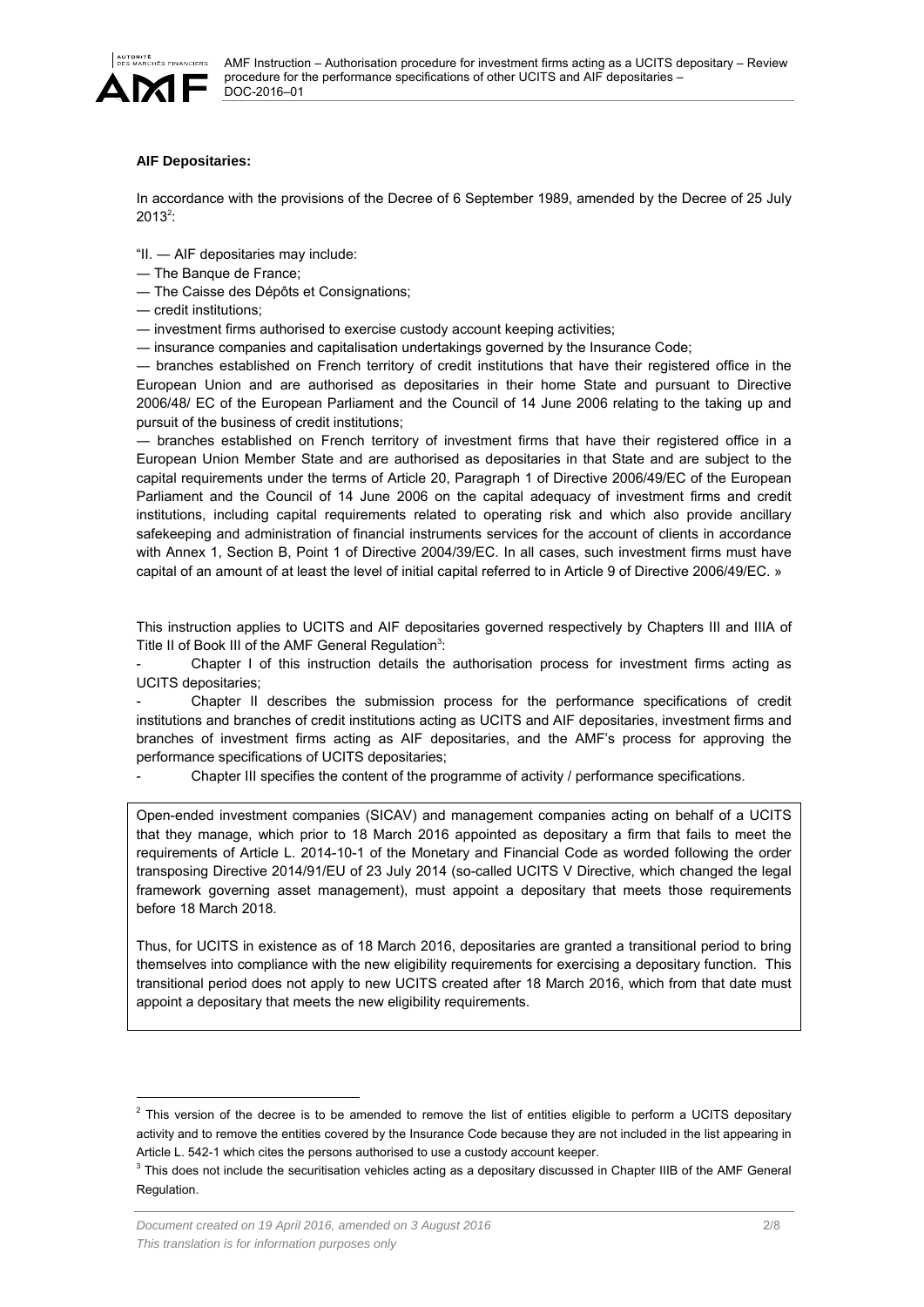**AIF Depositaries:**

In accordance with the provisions of the Decree of 6 September 1989, amended by the Decree of 25 July 2013[2]:

"II. — AIF depositaries may include:

— The Banque de France;

— The Caisse des Dépôts et Consignations;

— credit institutions;

— investment firms authorised to exercise custody account keeping activities;

— insurance companies and capitalisation undertakings governed by the Insurance Code;

— branches established on French territory of credit institutions that have their registered office in the European Union and are authorised as depositaries in their home State and pursuant to Directive 2006/48/ EC of the European Parliament and the Council of 14 June 2006 relating to the taking up and pursuit of the business of credit institutions;

— branches established on French territory of investment firms that have their registered office in a European Union Member State and are authorised as depositaries in that State and are subject to the capital requirements under the terms of Article 20, Paragraph 1 of Directive 2006/49/EC of the European Parliament and the Council of 14 June 2006 on the capital adequacy of investment firms and credit institutions, including capital requirements related to operating risk and which also provide ancillary safekeeping and administration of financial instruments services for the account of clients in accordance with Annex 1, Section B, Point 1 of Directive 2004/39/EC. In all cases, such investment firms must have capital of an amount of at least the level of initial capital referred to in Article 9 of Directive 2006/49/EC. »

This instruction applies to UCITS and AIF depositaries governed respectively by Chapters III and IIIA of Title II of Book III of the AMF General Regulation[3]:

- Chapter I of this instruction details the authorisation process for investment firms acting as UCITS depositaries;
- Chapter II describes the submission process for the performance specifications of credit institutions and branches of credit institutions acting as UCITS and AIF depositaries, investment firms and branches of investment firms acting as AIF depositaries, and the AMF's process for approving the performance specifications of UCITS depositaries;
- Chapter III specifies the content of the programme of activity / performance specifications.

Open-ended investment companies (SICAV) and management companies acting on behalf of a UCITS that they manage, which prior to 18 March 2016 appointed as depositary a firm that fails to meet the requirements of Article L. 2014-10-1 of the Monetary and Financial Code as worded following the order transposing Directive 2014/91/EU of 23 July 2014 (so-called UCITS V Directive, which changed the legal framework governing asset management), must appoint a depositary that meets those requirements before 18 March 2018.

Thus, for UCITS in existence as of 18 March 2016, depositaries are granted a transitional period to bring themselves into compliance with the new eligibility requirements for exercising a depositary function. This transitional period does not apply to new UCITS created after 18 March 2016, which from that date must appoint a depositary that meets the new eligibility requirements.

---

[2] This version of the decree is to be amended to remove the list of entities eligible to perform a UCITS depositary activity and to remove the entities covered by the Insurance Code because they are not included in the list appearing in Article L. 542-1 which cites the persons authorised to use a custody account keeper.

[3] This does not include the securitisation vehicles acting as a depositary discussed in Chapter IIIB of the AMF General Regulation.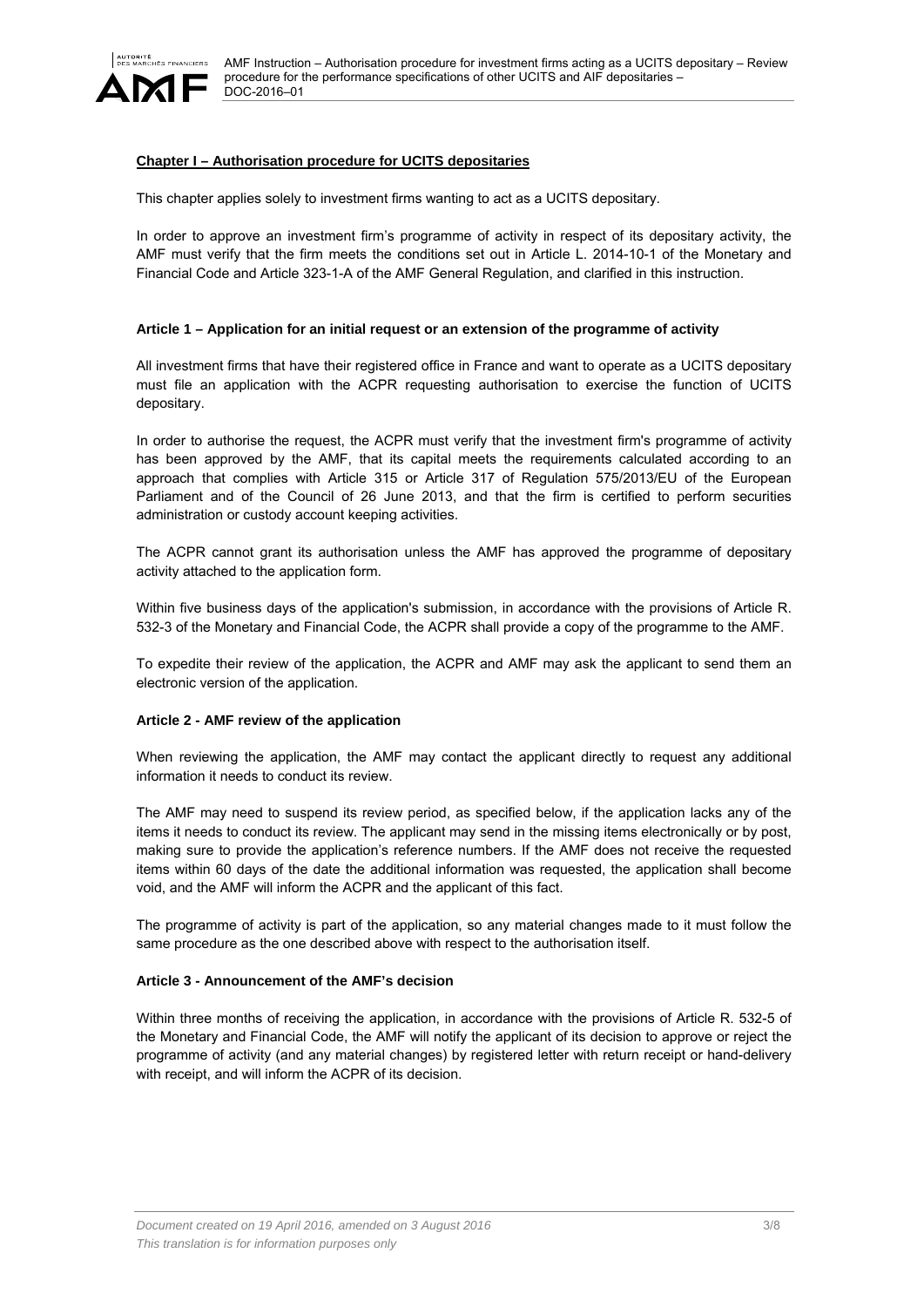## Chapter I – Authorisation procedure for UCITS depositaries

This chapter applies solely to investment firms wanting to act as a UCITS depositary.

In order to approve an investment firm's programme of activity in respect of its depositary activity, the AMF must verify that the firm meets the conditions set out in Article L. 2014-10-1 of the Monetary and Financial Code and Article 323-1-A of the AMF General Regulation, and clarified in this instruction.

### Article 1 – Application for an initial request or an extension of the programme of activity

All investment firms that have their registered office in France and want to operate as a UCITS depositary must file an application with the ACPR requesting authorisation to exercise the function of UCITS depositary.

In order to authorise the request, the ACPR must verify that the investment firm's programme of activity has been approved by the AMF, that its capital meets the requirements calculated according to an approach that complies with Article 315 or Article 317 of Regulation 575/2013/EU of the European Parliament and of the Council of 26 June 2013, and that the firm is certified to perform securities administration or custody account keeping activities.

The ACPR cannot grant its authorisation unless the AMF has approved the programme of depositary activity attached to the application form.

Within five business days of the application's submission, in accordance with the provisions of Article R. 532-3 of the Monetary and Financial Code, the ACPR shall provide a copy of the programme to the AMF.

To expedite their review of the application, the ACPR and AMF may ask the applicant to send them an electronic version of the application.

### Article 2 - AMF review of the application

When reviewing the application, the AMF may contact the applicant directly to request any additional information it needs to conduct its review.

The AMF may need to suspend its review period, as specified below, if the application lacks any of the items it needs to conduct its review. The applicant may send in the missing items electronically or by post, making sure to provide the application's reference numbers. If the AMF does not receive the requested items within 60 days of the date the additional information was requested, the application shall become void, and the AMF will inform the ACPR and the applicant of this fact.

The programme of activity is part of the application, so any material changes made to it must follow the same procedure as the one described above with respect to the authorisation itself.

### Article 3 - Announcement of the AMF's decision

Within three months of receiving the application, in accordance with the provisions of Article R. 532-5 of the Monetary and Financial Code, the AMF will notify the applicant of its decision to approve or reject the programme of activity (and any material changes) by registered letter with return receipt or hand-delivery with receipt, and will inform the ACPR of its decision.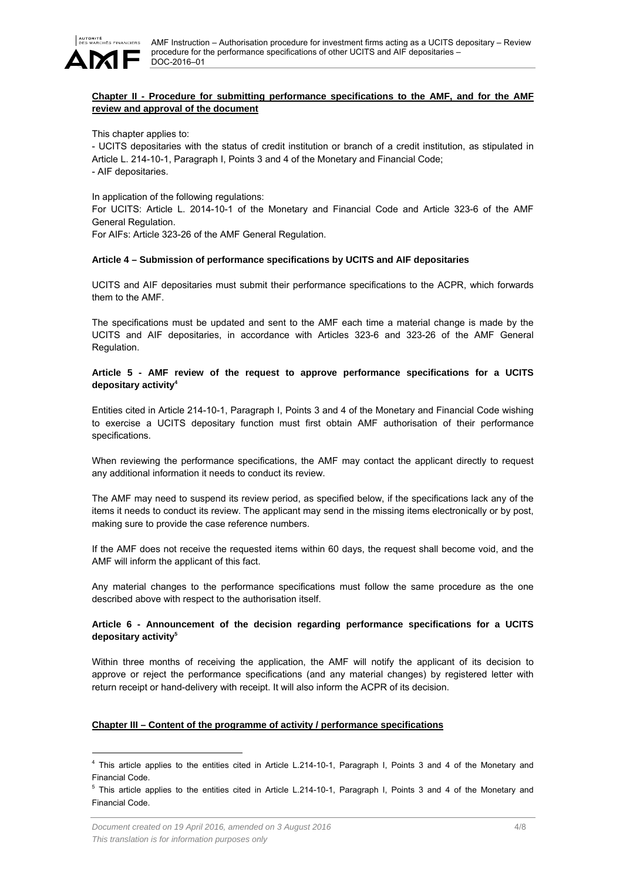**Chapter II - Procedure for submitting performance specifications to the AMF, and for the AMF review and approval of the document**

This chapter applies to:

- UCITS depositaries with the status of credit institution or branch of a credit institution, as stipulated in Article L. 214-10-1, Paragraph I, Points 3 and 4 of the Monetary and Financial Code;
- AIF depositaries.

In application of the following regulations:

For UCITS: Article L. 2014-10-1 of the Monetary and Financial Code and Article 323-6 of the AMF General Regulation.

For AIFs: Article 323-26 of the AMF General Regulation.

**Article 4 – Submission of performance specifications by UCITS and AIF depositaries**

UCITS and AIF depositaries must submit their performance specifications to the ACPR, which forwards them to the AMF.

The specifications must be updated and sent to the AMF each time a material change is made by the UCITS and AIF depositaries, in accordance with Articles 323-6 and 323-26 of the AMF General Regulation.

**Article 5 - AMF review of the request to approve performance specifications for a UCITS depositary activity[4]**

Entities cited in Article 214-10-1, Paragraph I, Points 3 and 4 of the Monetary and Financial Code wishing to exercise a UCITS depositary function must first obtain AMF authorisation of their performance specifications.

When reviewing the performance specifications, the AMF may contact the applicant directly to request any additional information it needs to conduct its review.

The AMF may need to suspend its review period, as specified below, if the specifications lack any of the items it needs to conduct its review. The applicant may send in the missing items electronically or by post, making sure to provide the case reference numbers.

If the AMF does not receive the requested items within 60 days, the request shall become void, and the AMF will inform the applicant of this fact.

Any material changes to the performance specifications must follow the same procedure as the one described above with respect to the authorisation itself.

**Article 6 - Announcement of the decision regarding performance specifications for a UCITS depositary activity[5]**

Within three months of receiving the application, the AMF will notify the applicant of its decision to approve or reject the performance specifications (and any material changes) by registered letter with return receipt or hand-delivery with receipt. It will also inform the ACPR of its decision.

**Chapter III – Content of the programme of activity / performance specifications**

[4] This article applies to the entities cited in Article L.214-10-1, Paragraph I, Points 3 and 4 of the Monetary and Financial Code.

[5] This article applies to the entities cited in Article L.214-10-1, Paragraph I, Points 3 and 4 of the Monetary and Financial Code.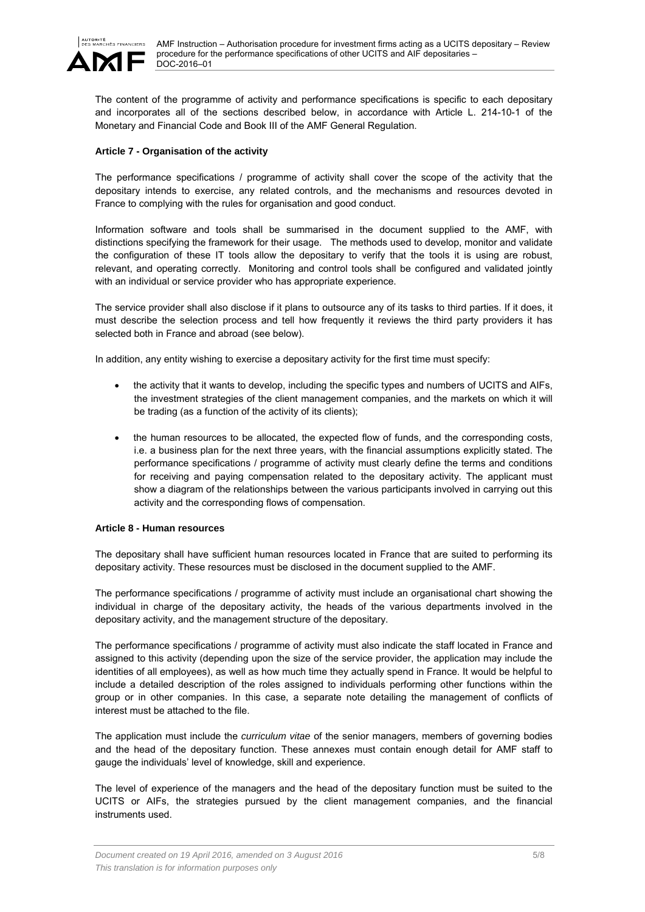The content of the programme of activity and performance specifications is specific to each depositary and incorporates all of the sections described below, in accordance with Article L. 214-10-1 of the Monetary and Financial Code and Book III of the AMF General Regulation.

### Article 7 - Organisation of the activity

The performance specifications / programme of activity shall cover the scope of the activity that the depositary intends to exercise, any related controls, and the mechanisms and resources devoted in France to complying with the rules for organisation and good conduct.

Information software and tools shall be summarised in the document supplied to the AMF, with distinctions specifying the framework for their usage. The methods used to develop, monitor and validate the configuration of these IT tools allow the depositary to verify that the tools it is using are robust, relevant, and operating correctly. Monitoring and control tools shall be configured and validated jointly with an individual or service provider who has appropriate experience.

The service provider shall also disclose if it plans to outsource any of its tasks to third parties. If it does, it must describe the selection process and tell how frequently it reviews the third party providers it has selected both in France and abroad (see below).

In addition, any entity wishing to exercise a depositary activity for the first time must specify:

- the activity that it wants to develop, including the specific types and numbers of UCITS and AIFs, the investment strategies of the client management companies, and the markets on which it will be trading (as a function of the activity of its clients);
- the human resources to be allocated, the expected flow of funds, and the corresponding costs, i.e. a business plan for the next three years, with the financial assumptions explicitly stated. The performance specifications / programme of activity must clearly define the terms and conditions for receiving and paying compensation related to the depositary activity. The applicant must show a diagram of the relationships between the various participants involved in carrying out this activity and the corresponding flows of compensation.

### Article 8 - Human resources

The depositary shall have sufficient human resources located in France that are suited to performing its depositary activity. These resources must be disclosed in the document supplied to the AMF.

The performance specifications / programme of activity must include an organisational chart showing the individual in charge of the depositary activity, the heads of the various departments involved in the depositary activity, and the management structure of the depositary.

The performance specifications / programme of activity must also indicate the staff located in France and assigned to this activity (depending upon the size of the service provider, the application may include the identities of all employees), as well as how much time they actually spend in France. It would be helpful to include a detailed description of the roles assigned to individuals performing other functions within the group or in other companies. In this case, a separate note detailing the management of conflicts of interest must be attached to the file.

The application must include the *curriculum vitae* of the senior managers, members of governing bodies and the head of the depositary function. These annexes must contain enough detail for AMF staff to gauge the individuals' level of knowledge, skill and experience.

The level of experience of the managers and the head of the depositary function must be suited to the UCITS or AIFs, the strategies pursued by the client management companies, and the financial instruments used.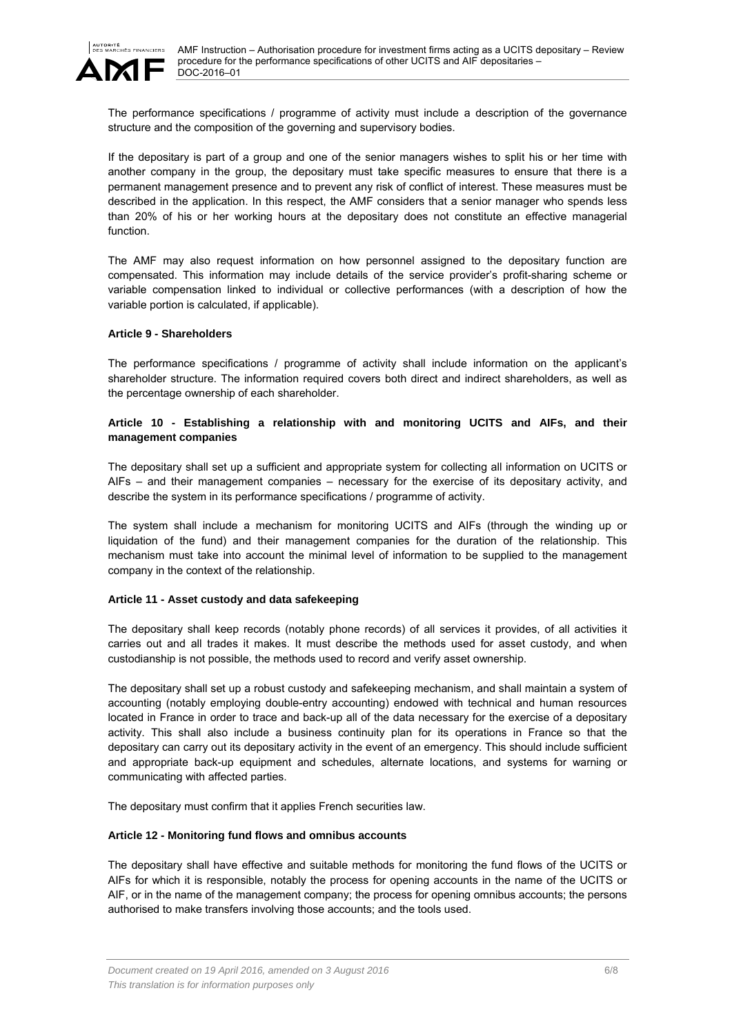The performance specifications / programme of activity must include a description of the governance structure and the composition of the governing and supervisory bodies.

If the depositary is part of a group and one of the senior managers wishes to split his or her time with another company in the group, the depositary must take specific measures to ensure that there is a permanent management presence and to prevent any risk of conflict of interest. These measures must be described in the application. In this respect, the AMF considers that a senior manager who spends less than 20% of his or her working hours at the depositary does not constitute an effective managerial function.

The AMF may also request information on how personnel assigned to the depositary function are compensated. This information may include details of the service provider's profit-sharing scheme or variable compensation linked to individual or collective performances (with a description of how the variable portion is calculated, if applicable).

**Article 9 - Shareholders**

The performance specifications / programme of activity shall include information on the applicant's shareholder structure. The information required covers both direct and indirect shareholders, as well as the percentage ownership of each shareholder.

**Article 10 - Establishing a relationship with and monitoring UCITS and AIFs, and their management companies**

The depositary shall set up a sufficient and appropriate system for collecting all information on UCITS or AIFs – and their management companies – necessary for the exercise of its depositary activity, and describe the system in its performance specifications / programme of activity.

The system shall include a mechanism for monitoring UCITS and AIFs (through the winding up or liquidation of the fund) and their management companies for the duration of the relationship. This mechanism must take into account the minimal level of information to be supplied to the management company in the context of the relationship.

**Article 11 - Asset custody and data safekeeping**

The depositary shall keep records (notably phone records) of all services it provides, of all activities it carries out and all trades it makes. It must describe the methods used for asset custody, and when custodianship is not possible, the methods used to record and verify asset ownership.

The depositary shall set up a robust custody and safekeeping mechanism, and shall maintain a system of accounting (notably employing double-entry accounting) endowed with technical and human resources located in France in order to trace and back-up all of the data necessary for the exercise of a depositary activity. This shall also include a business continuity plan for its operations in France so that the depositary can carry out its depositary activity in the event of an emergency. This should include sufficient and appropriate back-up equipment and schedules, alternate locations, and systems for warning or communicating with affected parties.

The depositary must confirm that it applies French securities law.

**Article 12 - Monitoring fund flows and omnibus accounts**

The depositary shall have effective and suitable methods for monitoring the fund flows of the UCITS or AIFs for which it is responsible, notably the process for opening accounts in the name of the UCITS or AIF, or in the name of the management company; the process for opening omnibus accounts; the persons authorised to make transfers involving those accounts; and the tools used.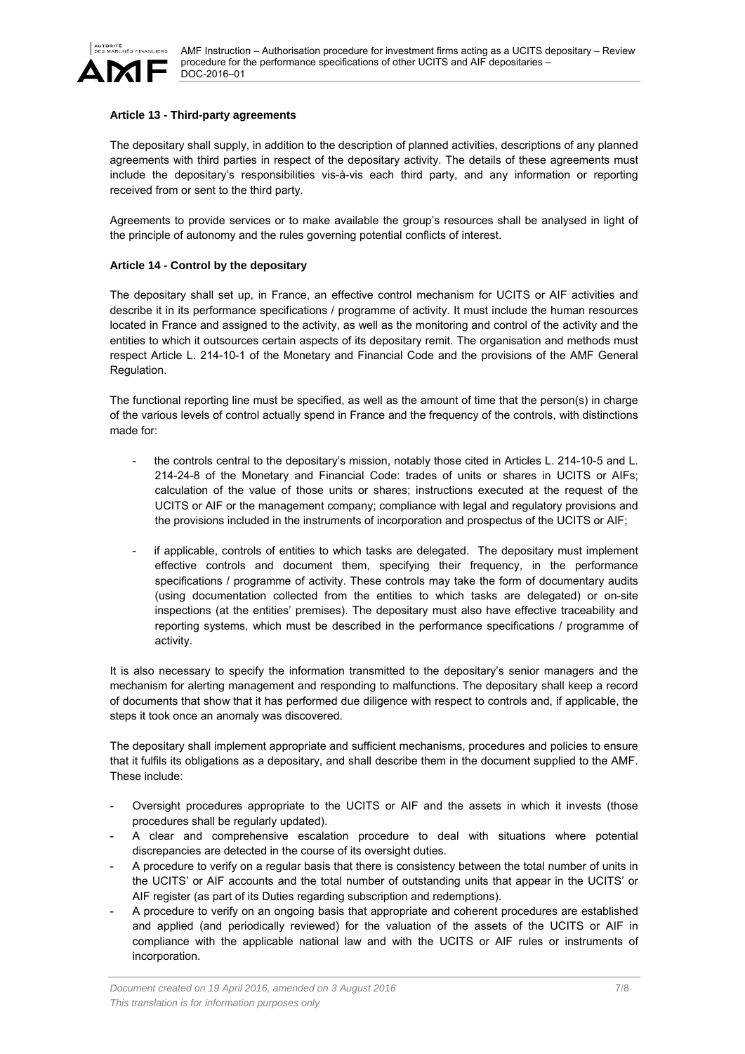#### Article 13 - Third-party agreements

The depositary shall supply, in addition to the description of planned activities, descriptions of any planned agreements with third parties in respect of the depositary activity. The details of these agreements must include the depositary's responsibilities vis-à-vis each third party, and any information or reporting received from or sent to the third party.

Agreements to provide services or to make available the group's resources shall be analysed in light of the principle of autonomy and the rules governing potential conflicts of interest.

#### Article 14 - Control by the depositary

The depositary shall set up, in France, an effective control mechanism for UCITS or AIF activities and describe it in its performance specifications / programme of activity. It must include the human resources located in France and assigned to the activity, as well as the monitoring and control of the activity and the entities to which it outsources certain aspects of its depositary remit. The organisation and methods must respect Article L. 214-10-1 of the Monetary and Financial Code and the provisions of the AMF General Regulation.

The functional reporting line must be specified, as well as the amount of time that the person(s) in charge of the various levels of control actually spend in France and the frequency of the controls, with distinctions made for:

- the controls central to the depositary's mission, notably those cited in Articles L. 214-10-5 and L. 214-24-8 of the Monetary and Financial Code: trades of units or shares in UCITS or AIFs; calculation of the value of those units or shares; instructions executed at the request of the UCITS or AIF or the management company; compliance with legal and regulatory provisions and the provisions included in the instruments of incorporation and prospectus of the UCITS or AIF;
- if applicable, controls of entities to which tasks are delegated. The depositary must implement effective controls and document them, specifying their frequency, in the performance specifications / programme of activity. These controls may take the form of documentary audits (using documentation collected from the entities to which tasks are delegated) or on-site inspections (at the entities' premises). The depositary must also have effective traceability and reporting systems, which must be described in the performance specifications / programme of activity.

It is also necessary to specify the information transmitted to the depositary's senior managers and the mechanism for alerting management and responding to malfunctions. The depositary shall keep a record of documents that show that it has performed due diligence with respect to controls and, if applicable, the steps it took once an anomaly was discovered.

The depositary shall implement appropriate and sufficient mechanisms, procedures and policies to ensure that it fulfils its obligations as a depositary, and shall describe them in the document supplied to the AMF. These include:

- Oversight procedures appropriate to the UCITS or AIF and the assets in which it invests (those procedures shall be regularly updated).
- A clear and comprehensive escalation procedure to deal with situations where potential discrepancies are detected in the course of its oversight duties.
- A procedure to verify on a regular basis that there is consistency between the total number of units in the UCITS' or AIF accounts and the total number of outstanding units that appear in the UCITS' or AIF register (as part of its Duties regarding subscription and redemptions).
- A procedure to verify on an ongoing basis that appropriate and coherent procedures are established and applied (and periodically reviewed) for the valuation of the assets of the UCITS or AIF in compliance with the applicable national law and with the UCITS or AIF rules or instruments of incorporation.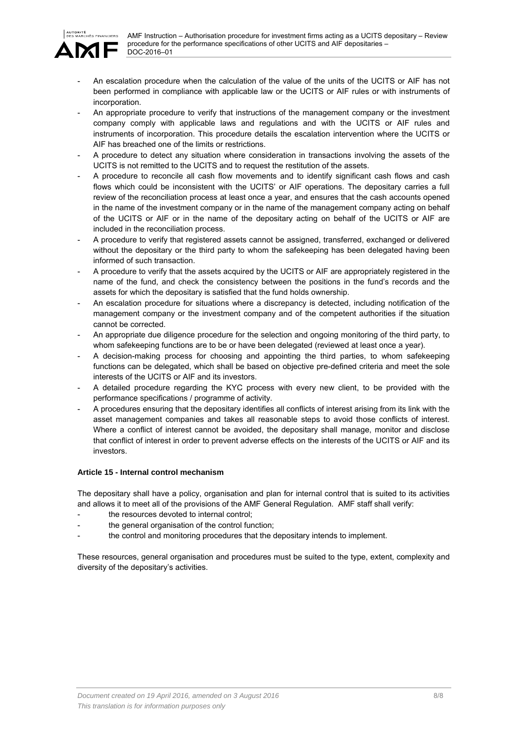- An escalation procedure when the calculation of the value of the units of the UCITS or AIF has not been performed in compliance with applicable law or the UCITS or AIF rules or with instruments of incorporation.
- An appropriate procedure to verify that instructions of the management company or the investment company comply with applicable laws and regulations and with the UCITS or AIF rules and instruments of incorporation. This procedure details the escalation intervention where the UCITS or AIF has breached one of the limits or restrictions.
- A procedure to detect any situation where consideration in transactions involving the assets of the UCITS is not remitted to the UCITS and to request the restitution of the assets.
- A procedure to reconcile all cash flow movements and to identify significant cash flows and cash flows which could be inconsistent with the UCITS' or AIF operations. The depositary carries a full review of the reconciliation process at least once a year, and ensures that the cash accounts opened in the name of the investment company or in the name of the management company acting on behalf of the UCITS or AIF or in the name of the depositary acting on behalf of the UCITS or AIF are included in the reconciliation process.
- A procedure to verify that registered assets cannot be assigned, transferred, exchanged or delivered without the depositary or the third party to whom the safekeeping has been delegated having been informed of such transaction.
- A procedure to verify that the assets acquired by the UCITS or AIF are appropriately registered in the name of the fund, and check the consistency between the positions in the fund's records and the assets for which the depositary is satisfied that the fund holds ownership.
- An escalation procedure for situations where a discrepancy is detected, including notification of the management company or the investment company and of the competent authorities if the situation cannot be corrected.
- An appropriate due diligence procedure for the selection and ongoing monitoring of the third party, to whom safekeeping functions are to be or have been delegated (reviewed at least once a year).
- A decision-making process for choosing and appointing the third parties, to whom safekeeping functions can be delegated, which shall be based on objective pre-defined criteria and meet the sole interests of the UCITS or AIF and its investors.
- A detailed procedure regarding the KYC process with every new client, to be provided with the performance specifications / programme of activity.
- A procedures ensuring that the depositary identifies all conflicts of interest arising from its link with the asset management companies and takes all reasonable steps to avoid those conflicts of interest. Where a conflict of interest cannot be avoided, the depositary shall manage, monitor and disclose that conflict of interest in order to prevent adverse effects on the interests of the UCITS or AIF and its investors.

**Article 15 - Internal control mechanism**

The depositary shall have a policy, organisation and plan for internal control that is suited to its activities and allows it to meet all of the provisions of the AMF General Regulation. AMF staff shall verify:

- the resources devoted to internal control;
- the general organisation of the control function;
- the control and monitoring procedures that the depositary intends to implement.

These resources, general organisation and procedures must be suited to the type, extent, complexity and diversity of the depositary's activities.